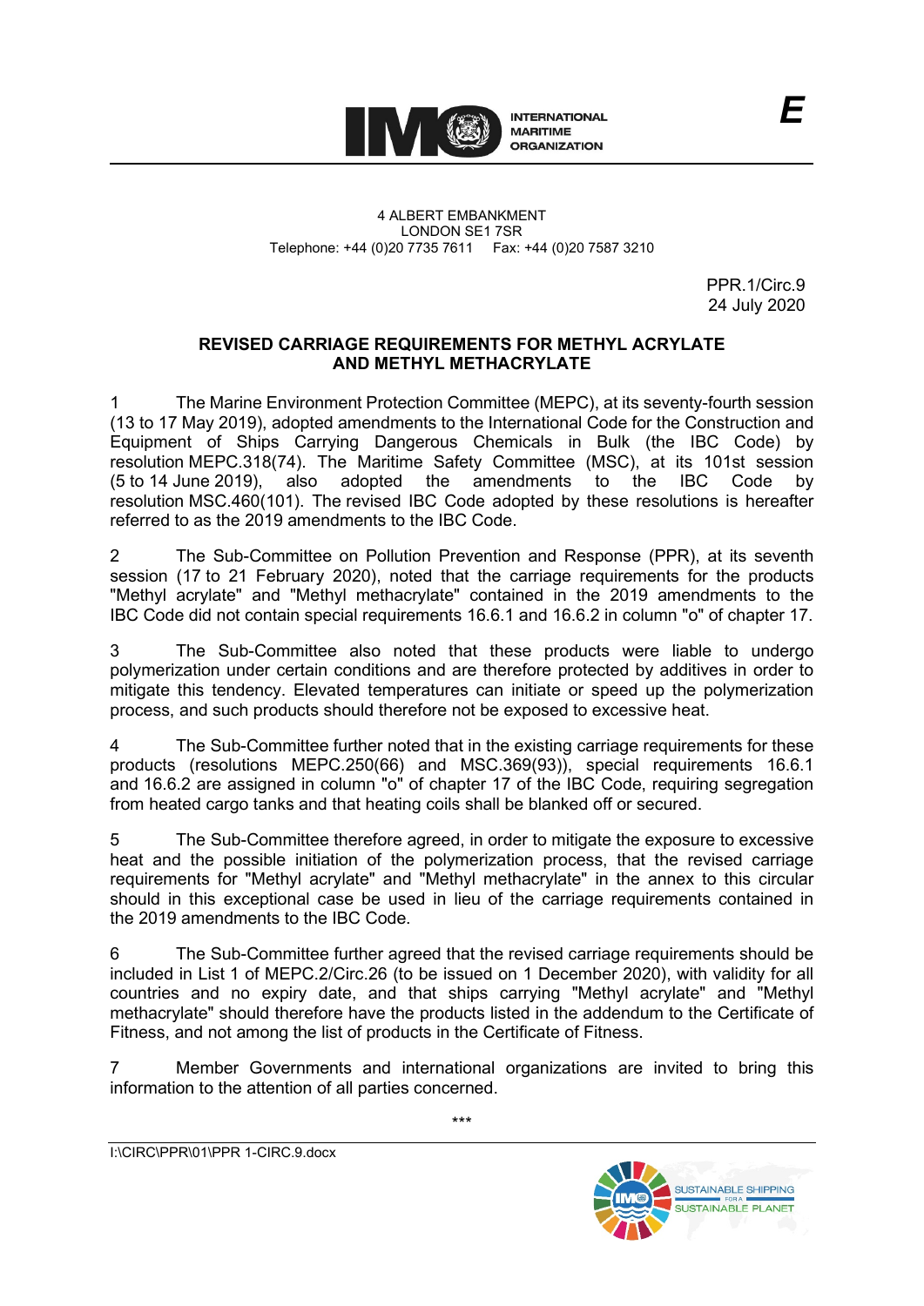**INTERNATIONAL MARITIME ORGANIZATION**

**E**

4 ALBERT EMBANKMENT
LONDON SE1 7SR
Telephone: +44 (0)20 7735 7611 Fax: +44 (0)20 7587 3210

PPR.1/Circ.9
24 July 2020

# REVISED CARRIAGE REQUIREMENTS FOR METHYL ACRYLATE AND METHYL METHACRYLATE

1 The Marine Environment Protection Committee (MEPC), at its seventy-fourth session (13 to 17 May 2019), adopted amendments to the International Code for the Construction and Equipment of Ships Carrying Dangerous Chemicals in Bulk (the IBC Code) by resolution MEPC.318(74). The Maritime Safety Committee (MSC), at its 101st session (5 to 14 June 2019), also adopted the amendments to the IBC Code by resolution MSC.460(101). The revised IBC Code adopted by these resolutions is hereafter referred to as the 2019 amendments to the IBC Code.

2 The Sub-Committee on Pollution Prevention and Response (PPR), at its seventh session (17 to 21 February 2020), noted that the carriage requirements for the products "Methyl acrylate" and "Methyl methacrylate" contained in the 2019 amendments to the IBC Code did not contain special requirements 16.6.1 and 16.6.2 in column "o" of chapter 17.

3 The Sub-Committee also noted that these products were liable to undergo polymerization under certain conditions and are therefore protected by additives in order to mitigate this tendency. Elevated temperatures can initiate or speed up the polymerization process, and such products should therefore not be exposed to excessive heat.

4 The Sub-Committee further noted that in the existing carriage requirements for these products (resolutions MEPC.250(66) and MSC.369(93)), special requirements 16.6.1 and 16.6.2 are assigned in column "o" of chapter 17 of the IBC Code, requiring segregation from heated cargo tanks and that heating coils shall be blanked off or secured.

5 The Sub-Committee therefore agreed, in order to mitigate the exposure to excessive heat and the possible initiation of the polymerization process, that the revised carriage requirements for "Methyl acrylate" and "Methyl methacrylate" in the annex to this circular should in this exceptional case be used in lieu of the carriage requirements contained in the 2019 amendments to the IBC Code.

6 The Sub-Committee further agreed that the revised carriage requirements should be included in List 1 of MEPC.2/Circ.26 (to be issued on 1 December 2020), with validity for all countries and no expiry date, and that ships carrying "Methyl acrylate" and "Methyl methacrylate" should therefore have the products listed in the addendum to the Certificate of Fitness, and not among the list of products in the Certificate of Fitness.

7 Member Governments and international organizations are invited to bring this information to the attention of all parties concerned.

\*\*\*

I:\CIRC\PPR\01\PPR 1-CIRC.9.docx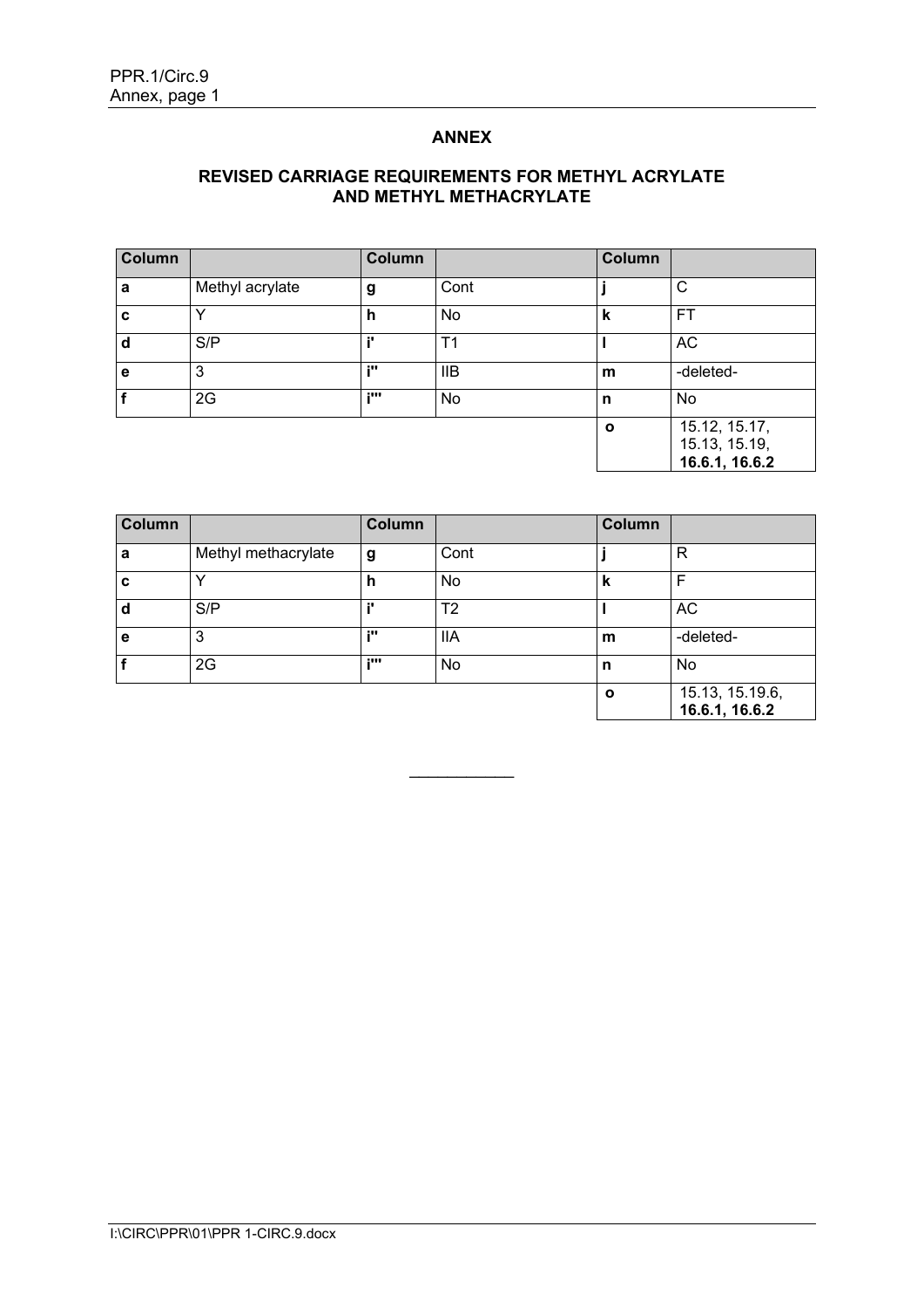## ANNEX

### REVISED CARRIAGE REQUIREMENTS FOR METHYL ACRYLATE AND METHYL METHACRYLATE

| Column | | Column | | Column | |
|---|---|---|---|---|---|
| **a** | Methyl acrylate | **g** | Cont | **j** | C |
| **c** | Y | **h** | No | **k** | FT |
| **d** | S/P | **i'** | T1 | **l** | AC |
| **e** | 3 | **i''** | IIB | **m** | -deleted- |
| **f** | 2G | **i'''** | No | **n** | No |
| | | | | **o** | 15.12, 15.17, 15.13, 15.19, **16.6.1, 16.6.2** |

| Column | | Column | | Column | |
|---|---|---|---|---|---|
| **a** | Methyl methacrylate | **g** | Cont | **j** | R |
| **c** | Y | **h** | No | **k** | F |
| **d** | S/P | **i'** | T2 | **l** | AC |
| **e** | 3 | **i''** | IIA | **m** | -deleted- |
| **f** | 2G | **i'''** | No | **n** | No |
| | | | | **o** | 15.13, 15.19.6, **16.6.1, 16.6.2** |

___________